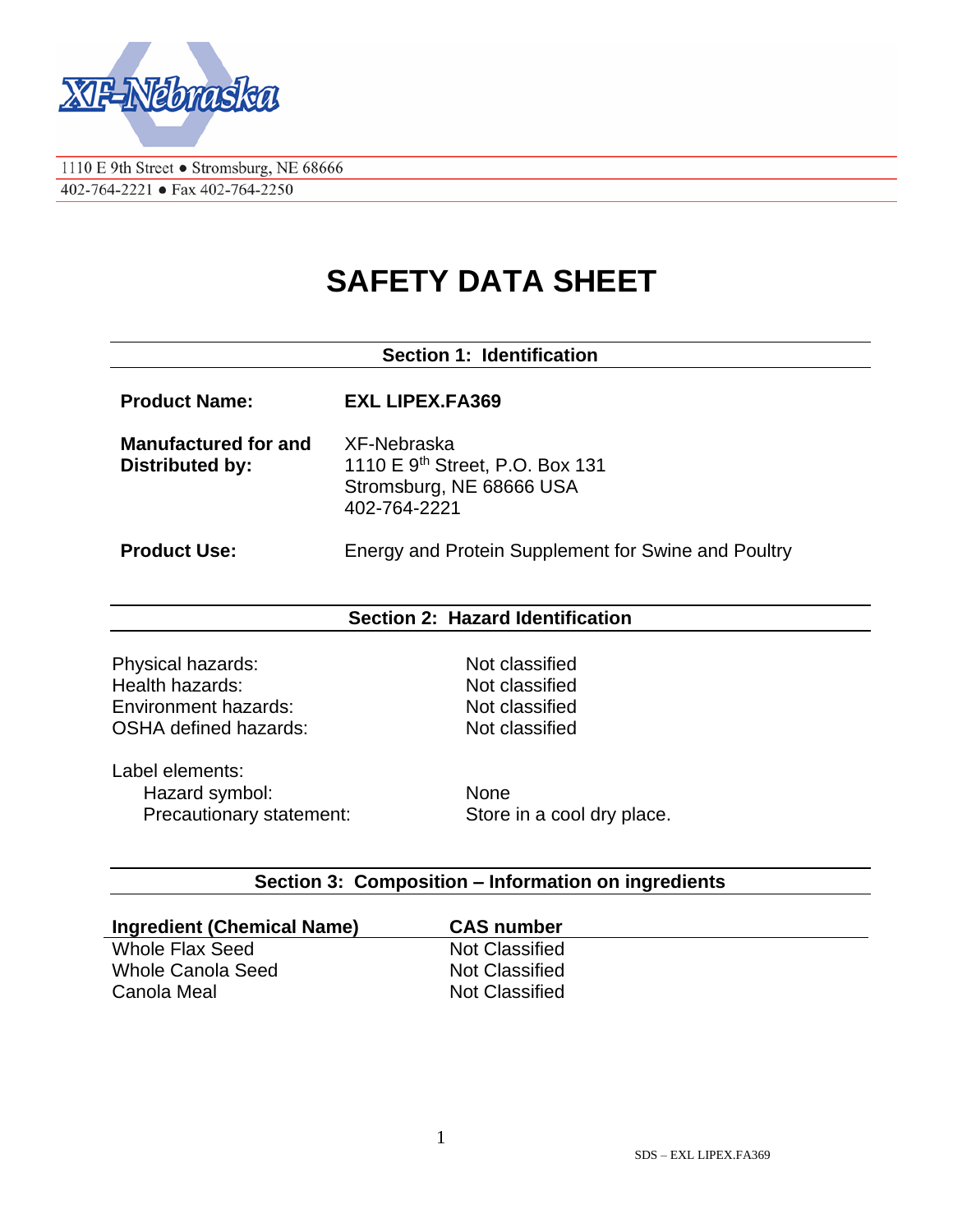XF-Nebraska

1110 E 9th Street • Stromsburg, NE 68666
402-764-2221 • Fax 402-764-2250

# SAFETY DATA SHEET

## Section 1: Identification

**Product Name:** **EXL LIPEX.FA369**

**Manufactured for and Distributed by:**
XF-Nebraska
1110 E 9th Street, P.O. Box 131
Stromsburg, NE 68666 USA
402-764-2221

**Product Use:** Energy and Protein Supplement for Swine and Poultry

## Section 2: Hazard Identification

| | |
|---|---|
| Physical hazards: | Not classified |
| Health hazards: | Not classified |
| Environment hazards: | Not classified |
| OSHA defined hazards: | Not classified |

Label elements:

| | |
|---|---|
| Hazard symbol: | None |
| Precautionary statement: | Store in a cool dry place. |

## Section 3: Composition – Information on ingredients

| Ingredient (Chemical Name) | CAS number |
|---|---|
| Whole Flax Seed | Not Classified |
| Whole Canola Seed | Not Classified |
| Canola Meal | Not Classified |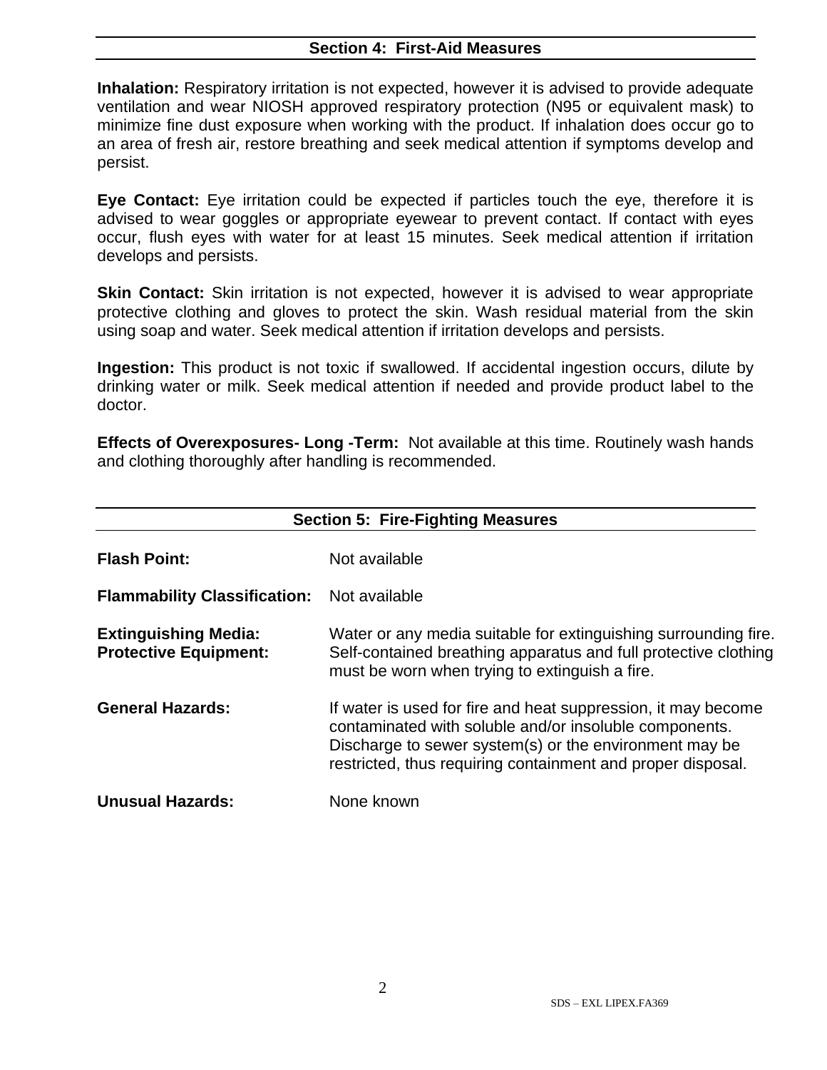## Section 4: First-Aid Measures

**Inhalation:** Respiratory irritation is not expected, however it is advised to provide adequate ventilation and wear NIOSH approved respiratory protection (N95 or equivalent mask) to minimize fine dust exposure when working with the product. If inhalation does occur go to an area of fresh air, restore breathing and seek medical attention if symptoms develop and persist.

**Eye Contact:** Eye irritation could be expected if particles touch the eye, therefore it is advised to wear goggles or appropriate eyewear to prevent contact. If contact with eyes occur, flush eyes with water for at least 15 minutes. Seek medical attention if irritation develops and persists.

**Skin Contact:** Skin irritation is not expected, however it is advised to wear appropriate protective clothing and gloves to protect the skin. Wash residual material from the skin using soap and water. Seek medical attention if irritation develops and persists.

**Ingestion:** This product is not toxic if swallowed. If accidental ingestion occurs, dilute by drinking water or milk. Seek medical attention if needed and provide product label to the doctor.

**Effects of Overexposures- Long -Term:** Not available at this time. Routinely wash hands and clothing thoroughly after handling is recommended.

## Section 5: Fire-Fighting Measures

**Flash Point:** Not available

**Flammability Classification:** Not available

**Extinguishing Media:** Water or any media suitable for extinguishing surrounding fire.

**Protective Equipment:** Self-contained breathing apparatus and full protective clothing must be worn when trying to extinguish a fire.

**General Hazards:** If water is used for fire and heat suppression, it may become contaminated with soluble and/or insoluble components. Discharge to sewer system(s) or the environment may be restricted, thus requiring containment and proper disposal.

**Unusual Hazards:** None known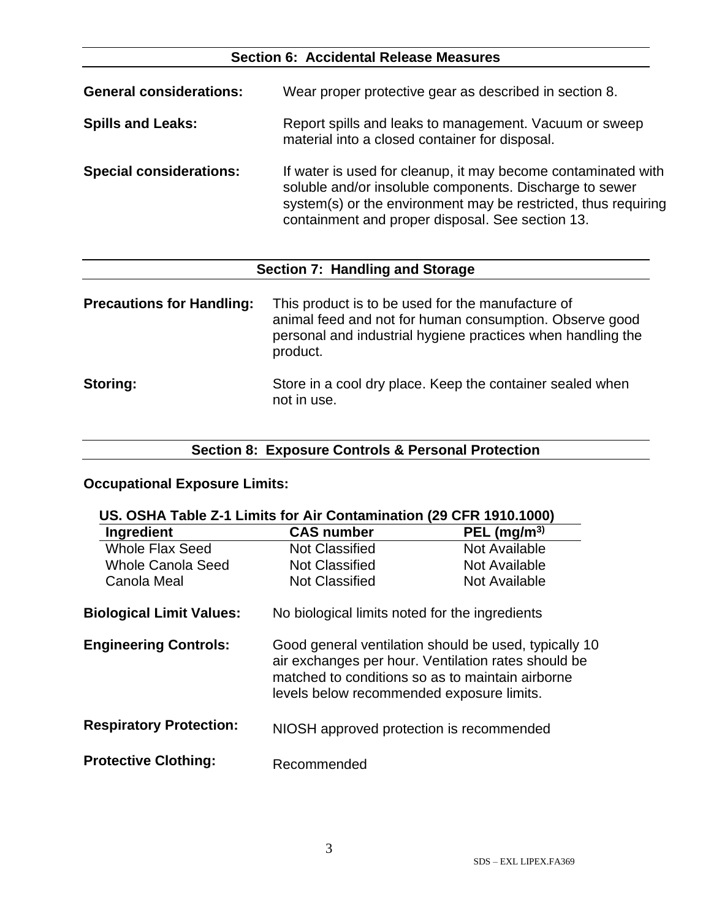## Section 6: Accidental Release Measures

**General considerations:** Wear proper protective gear as described in section 8.

**Spills and Leaks:** Report spills and leaks to management. Vacuum or sweep material into a closed container for disposal.

**Special considerations:** If water is used for cleanup, it may become contaminated with soluble and/or insoluble components. Discharge to sewer system(s) or the environment may be restricted, thus requiring containment and proper disposal. See section 13.

## Section 7: Handling and Storage

**Precautions for Handling:** This product is to be used for the manufacture of animal feed and not for human consumption. Observe good personal and industrial hygiene practices when handling the product.

**Storing:** Store in a cool dry place. Keep the container sealed when not in use.

## Section 8: Exposure Controls & Personal Protection

**Occupational Exposure Limits:**

**US. OSHA Table Z-1 Limits for Air Contamination (29 CFR 1910.1000)**

| Ingredient | CAS number | PEL ($mg/m^{3)}$) |
|---|---|---|
| Whole Flax Seed | Not Classified | Not Available |
| Whole Canola Seed | Not Classified | Not Available |
| Canola Meal | Not Classified | Not Available |

**Biological Limit Values:** No biological limits noted for the ingredients

**Engineering Controls:** Good general ventilation should be used, typically 10 air exchanges per hour. Ventilation rates should be matched to conditions so as to maintain airborne levels below recommended exposure limits.

**Respiratory Protection:** NIOSH approved protection is recommended

**Protective Clothing:** Recommended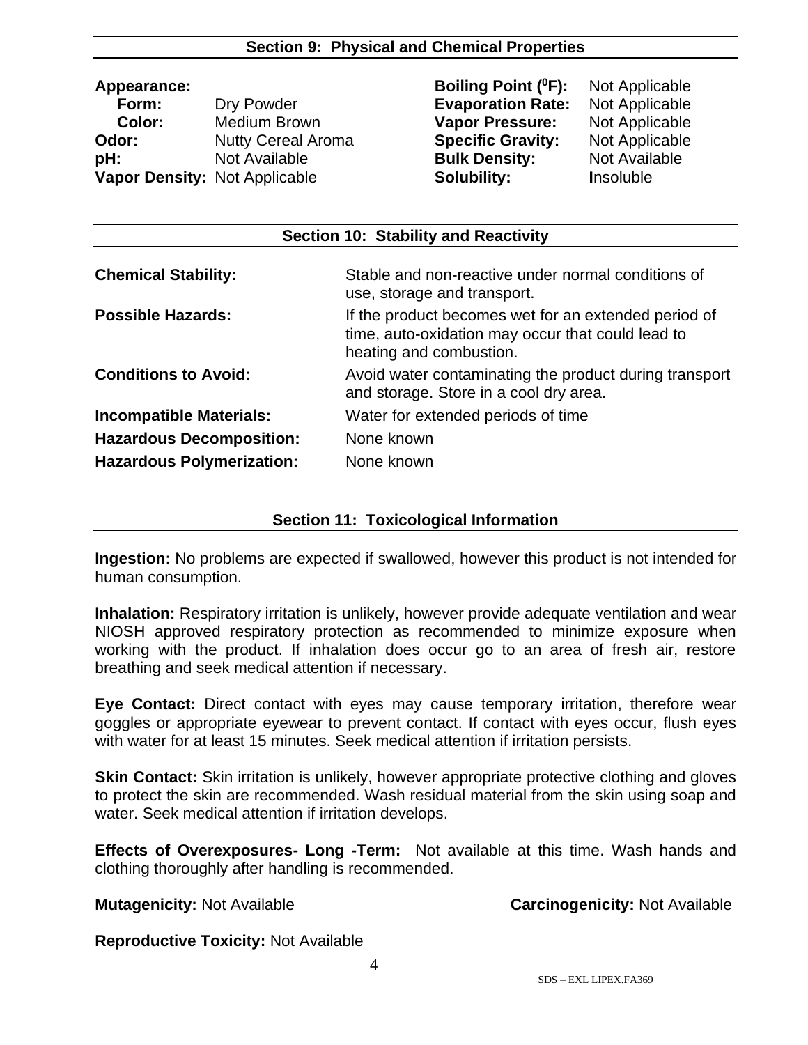## Section 9: Physical and Chemical Properties

| | | | |
|---|---|---|---|
| **Appearance:** | | **Boiling Point ($^0$F):** | Not Applicable |
| **Form:** | Dry Powder | **Evaporation Rate:** | Not Applicable |
| **Color:** | Medium Brown | **Vapor Pressure:** | Not Applicable |
| **Odor:** | Nutty Cereal Aroma | **Specific Gravity:** | Not Applicable |
| **pH:** | Not Available | **Bulk Density:** | Not Available |
| **Vapor Density:** | Not Applicable | **Solubility:** | Insoluble |

## Section 10: Stability and Reactivity

| | |
|---|---|
| **Chemical Stability:** | Stable and non-reactive under normal conditions of use, storage and transport. |
| **Possible Hazards:** | If the product becomes wet for an extended period of time, auto-oxidation may occur that could lead to heating and combustion. |
| **Conditions to Avoid:** | Avoid water contaminating the product during transport and storage. Store in a cool dry area. |
| **Incompatible Materials:** | Water for extended periods of time |
| **Hazardous Decomposition:** | None known |
| **Hazardous Polymerization:** | None known |

## Section 11: Toxicological Information

**Ingestion:** No problems are expected if swallowed, however this product is not intended for human consumption.

**Inhalation:** Respiratory irritation is unlikely, however provide adequate ventilation and wear NIOSH approved respiratory protection as recommended to minimize exposure when working with the product. If inhalation does occur go to an area of fresh air, restore breathing and seek medical attention if necessary.

**Eye Contact:** Direct contact with eyes may cause temporary irritation, therefore wear goggles or appropriate eyewear to prevent contact. If contact with eyes occur, flush eyes with water for at least 15 minutes. Seek medical attention if irritation persists.

**Skin Contact:** Skin irritation is unlikely, however appropriate protective clothing and gloves to protect the skin are recommended. Wash residual material from the skin using soap and water. Seek medical attention if irritation develops.

**Effects of Overexposures- Long -Term:** Not available at this time. Wash hands and clothing thoroughly after handling is recommended.

**Mutagenicity:** Not Available

**Carcinogenicity:** Not Available

**Reproductive Toxicity:** Not Available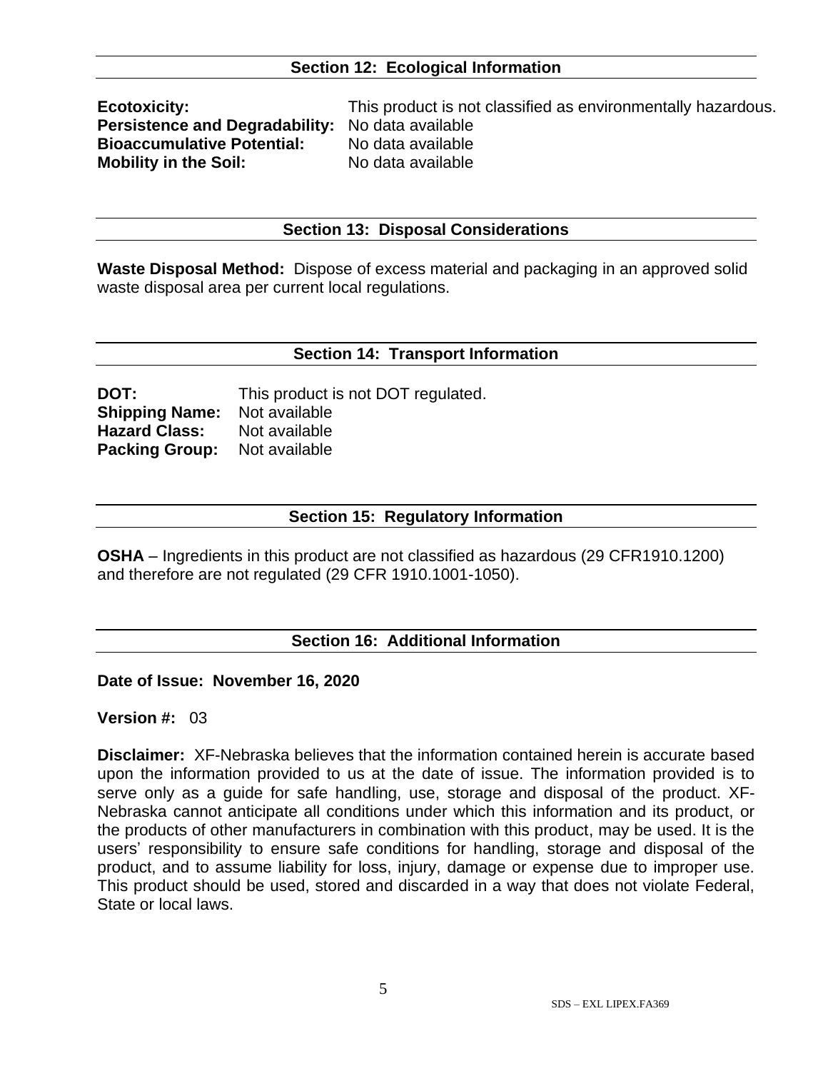## Section 12: Ecological Information

**Ecotoxicity:** This product is not classified as environmentally hazardous.
**Persistence and Degradability:** No data available
**Bioaccumulative Potential:** No data available
**Mobility in the Soil:** No data available

## Section 13: Disposal Considerations

**Waste Disposal Method:** Dispose of excess material and packaging in an approved solid waste disposal area per current local regulations.

## Section 14: Transport Information

**DOT:** This product is not DOT regulated.
**Shipping Name:** Not available
**Hazard Class:** Not available
**Packing Group:** Not available

## Section 15: Regulatory Information

**OSHA** – Ingredients in this product are not classified as hazardous (29 CFR1910.1200) and therefore are not regulated (29 CFR 1910.1001-1050).

## Section 16: Additional Information

**Date of Issue: November 16, 2020**

**Version #:** 03

**Disclaimer:** XF-Nebraska believes that the information contained herein is accurate based upon the information provided to us at the date of issue. The information provided is to serve only as a guide for safe handling, use, storage and disposal of the product. XF-Nebraska cannot anticipate all conditions under which this information and its product, or the products of other manufacturers in combination with this product, may be used. It is the users' responsibility to ensure safe conditions for handling, storage and disposal of the product, and to assume liability for loss, injury, damage or expense due to improper use. This product should be used, stored and discarded in a way that does not violate Federal, State or local laws.